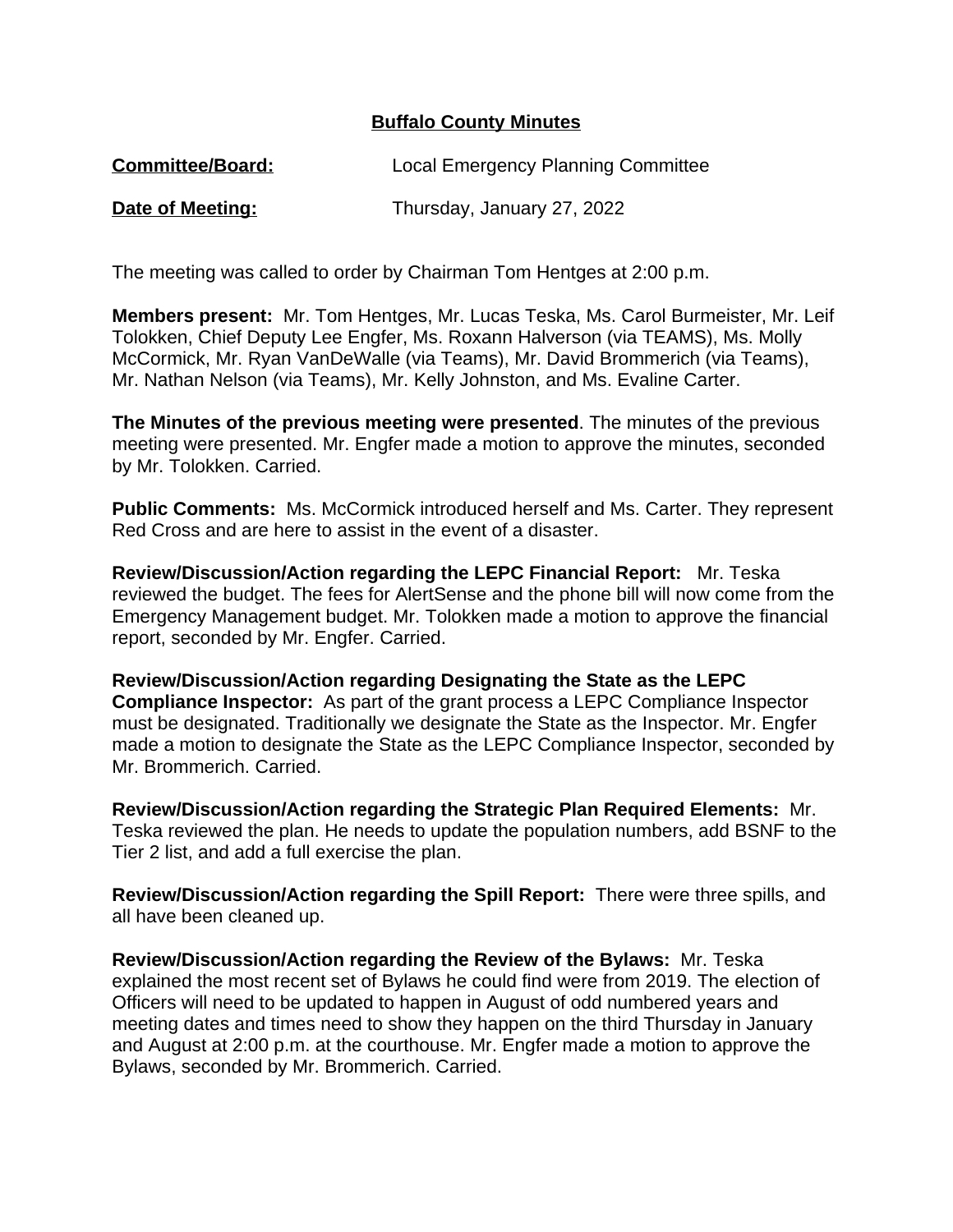# Buffalo County Minutes

**Committee/Board:** Local Emergency Planning Committee

**Date of Meeting:** Thursday, January 27, 2022

The meeting was called to order by Chairman Tom Hentges at 2:00 p.m.

**Members present:** Mr. Tom Hentges, Mr. Lucas Teska, Ms. Carol Burmeister, Mr. Leif Tolokken, Chief Deputy Lee Engfer, Ms. Roxann Halverson (via TEAMS), Ms. Molly McCormick, Mr. Ryan VanDeWalle (via Teams), Mr. David Brommerich (via Teams), Mr. Nathan Nelson (via Teams), Mr. Kelly Johnston, and Ms. Evaline Carter.

**The Minutes of the previous meeting were presented**. The minutes of the previous meeting were presented. Mr. Engfer made a motion to approve the minutes, seconded by Mr. Tolokken. Carried.

**Public Comments:** Ms. McCormick introduced herself and Ms. Carter. They represent Red Cross and are here to assist in the event of a disaster.

**Review/Discussion/Action regarding the LEPC Financial Report:** Mr. Teska reviewed the budget. The fees for AlertSense and the phone bill will now come from the Emergency Management budget. Mr. Tolokken made a motion to approve the financial report, seconded by Mr. Engfer. Carried.

**Review/Discussion/Action regarding Designating the State as the LEPC Compliance Inspector:** As part of the grant process a LEPC Compliance Inspector must be designated. Traditionally we designate the State as the Inspector. Mr. Engfer made a motion to designate the State as the LEPC Compliance Inspector, seconded by Mr. Brommerich. Carried.

**Review/Discussion/Action regarding the Strategic Plan Required Elements:** Mr. Teska reviewed the plan. He needs to update the population numbers, add BSNF to the Tier 2 list, and add a full exercise the plan.

**Review/Discussion/Action regarding the Spill Report:** There were three spills, and all have been cleaned up.

**Review/Discussion/Action regarding the Review of the Bylaws:** Mr. Teska explained the most recent set of Bylaws he could find were from 2019. The election of Officers will need to be updated to happen in August of odd numbered years and meeting dates and times need to show they happen on the third Thursday in January and August at 2:00 p.m. at the courthouse. Mr. Engfer made a motion to approve the Bylaws, seconded by Mr. Brommerich. Carried.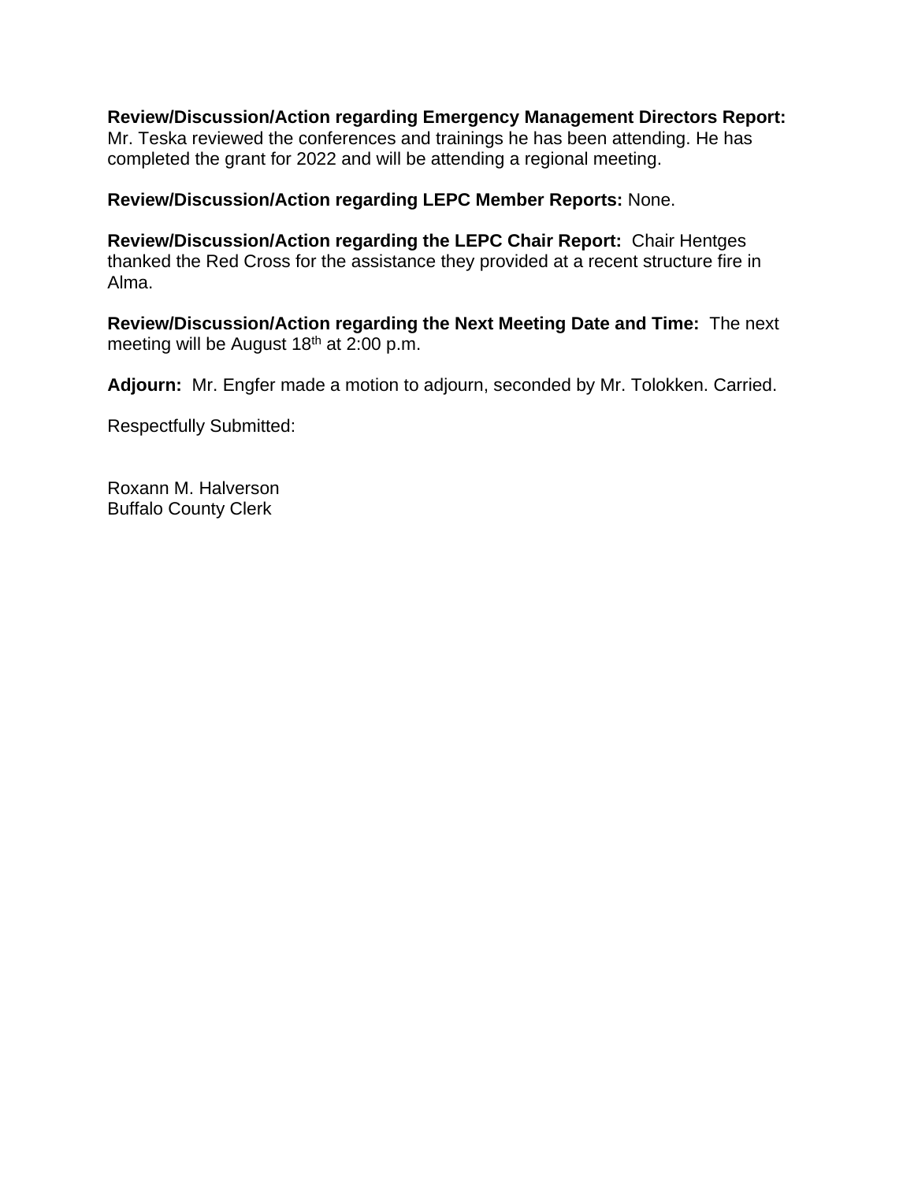**Review/Discussion/Action regarding Emergency Management Directors Report:** Mr. Teska reviewed the conferences and trainings he has been attending. He has completed the grant for 2022 and will be attending a regional meeting.

**Review/Discussion/Action regarding LEPC Member Reports:** None.

**Review/Discussion/Action regarding the LEPC Chair Report:** Chair Hentges thanked the Red Cross for the assistance they provided at a recent structure fire in Alma.

**Review/Discussion/Action regarding the Next Meeting Date and Time:** The next meeting will be August 18th at 2:00 p.m.

**Adjourn:** Mr. Engfer made a motion to adjourn, seconded by Mr. Tolokken. Carried.

Respectfully Submitted:

Roxann M. Halverson
Buffalo County Clerk